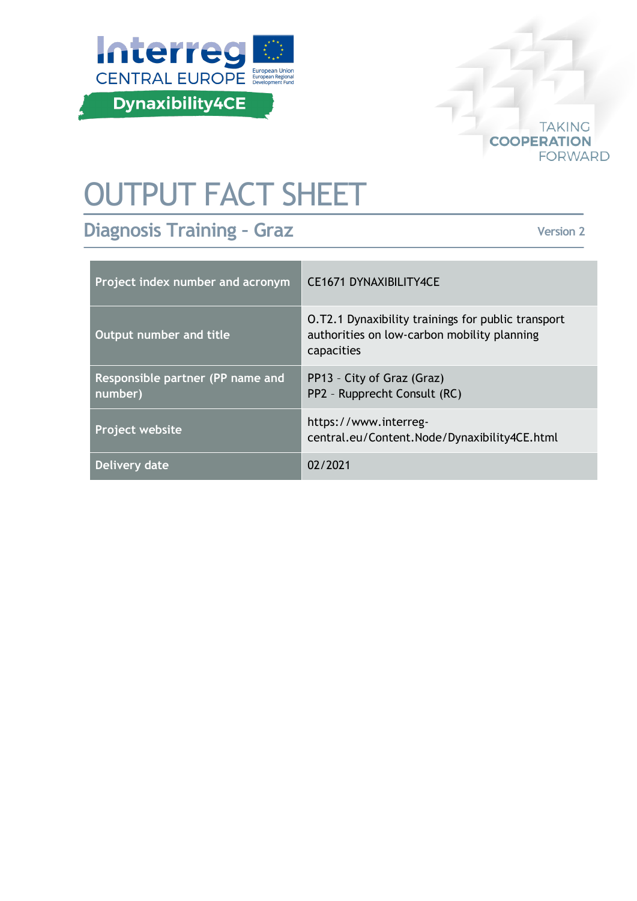Interreg CENTRAL EUROPE

Dynaxibility4CE

TAKING COOPERATION FORWARD

# OUTPUT FACT SHEET

## Diagnosis Training – Graz

Version 2

| | |
|---|---|
| Project index number and acronym | CE1671 DYNAXIBILITY4CE |
| Output number and title | O.T2.1 Dynaxibility trainings for public transport authorities on low-carbon mobility planning capacities |
| Responsible partner (PP name and number) | PP13 – City of Graz (Graz)<br>PP2 – Rupprecht Consult (RC) |
| Project website | https://www.interreg-central.eu/Content.Node/Dynaxibility4CE.html |
| Delivery date | 02/2021 |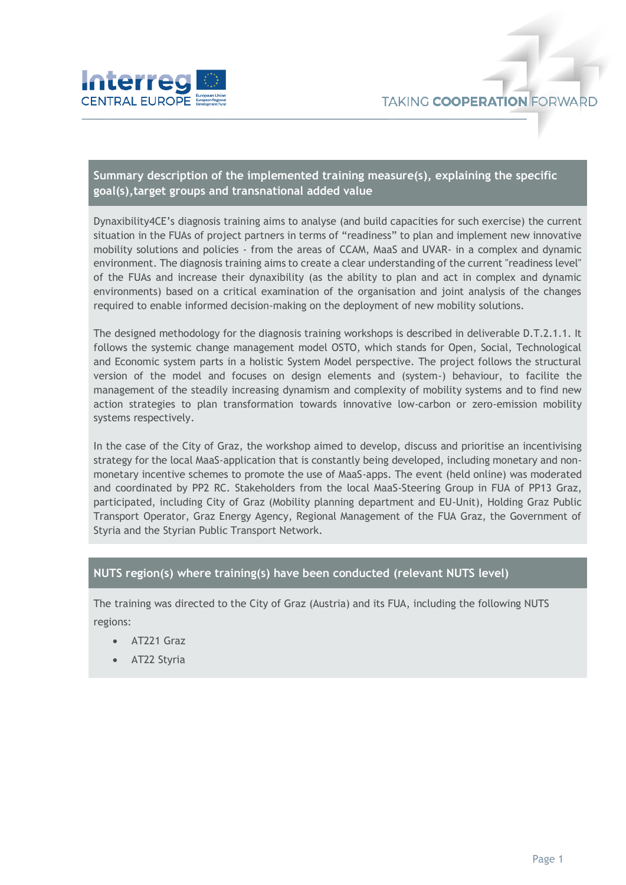## Summary description of the implemented training measure(s), explaining the specific goal(s),target groups and transnational added value

Dynaxibility4CE's diagnosis training aims to analyse (and build capacities for such exercise) the current situation in the FUAs of project partners in terms of "readiness" to plan and implement new innovative mobility solutions and policies - from the areas of CCAM, MaaS and UVAR- in a complex and dynamic environment. The diagnosis training aims to create a clear understanding of the current "readiness level" of the FUAs and increase their dynaxibility (as the ability to plan and act in complex and dynamic environments) based on a critical examination of the organisation and joint analysis of the changes required to enable informed decision-making on the deployment of new mobility solutions.

The designed methodology for the diagnosis training workshops is described in deliverable D.T.2.1.1. It follows the systemic change management model OSTO, which stands for Open, Social, Technological and Economic system parts in a holistic System Model perspective. The project follows the structural version of the model and focuses on design elements and (system-) behaviour, to facilite the management of the steadily increasing dynamism and complexity of mobility systems and to find new action strategies to plan transformation towards innovative low-carbon or zero-emission mobility systems respectively.

In the case of the City of Graz, the workshop aimed to develop, discuss and prioritise an incentivising strategy for the local MaaS-application that is constantly being developed, including monetary and non-monetary incentive schemes to promote the use of MaaS-apps. The event (held online) was moderated and coordinated by PP2 RC. Stakeholders from the local MaaS-Steering Group in FUA of PP13 Graz, participated, including City of Graz (Mobility planning department and EU-Unit), Holding Graz Public Transport Operator, Graz Energy Agency, Regional Management of the FUA Graz, the Government of Styria and the Styrian Public Transport Network.

## NUTS region(s) where training(s) have been conducted (relevant NUTS level)

The training was directed to the City of Graz (Austria) and its FUA, including the following NUTS regions:

- AT221 Graz
- AT22 Styria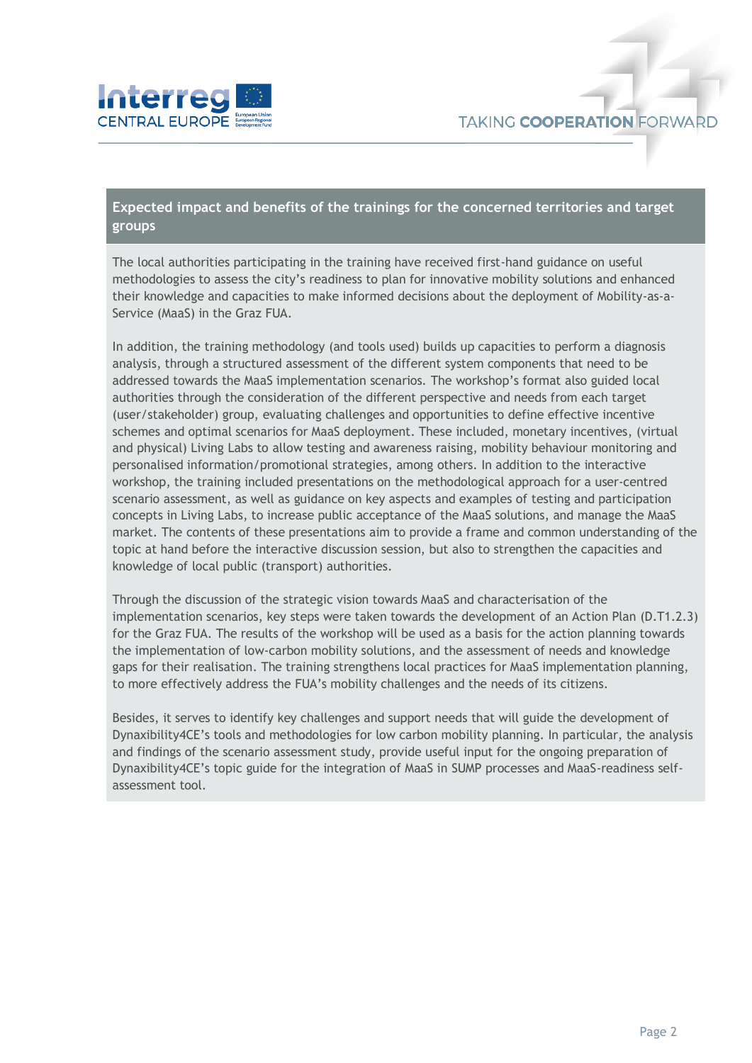## Expected impact and benefits of the trainings for the concerned territories and target groups

The local authorities participating in the training have received first-hand guidance on useful methodologies to assess the city's readiness to plan for innovative mobility solutions and enhanced their knowledge and capacities to make informed decisions about the deployment of Mobility-as-a-Service (MaaS) in the Graz FUA.

In addition, the training methodology (and tools used) builds up capacities to perform a diagnosis analysis, through a structured assessment of the different system components that need to be addressed towards the MaaS implementation scenarios. The workshop's format also guided local authorities through the consideration of the different perspective and needs from each target (user/stakeholder) group, evaluating challenges and opportunities to define effective incentive schemes and optimal scenarios for MaaS deployment. These included, monetary incentives, (virtual and physical) Living Labs to allow testing and awareness raising, mobility behaviour monitoring and personalised information/promotional strategies, among others. In addition to the interactive workshop, the training included presentations on the methodological approach for a user-centred scenario assessment, as well as guidance on key aspects and examples of testing and participation concepts in Living Labs, to increase public acceptance of the MaaS solutions, and manage the MaaS market. The contents of these presentations aim to provide a frame and common understanding of the topic at hand before the interactive discussion session, but also to strengthen the capacities and knowledge of local public (transport) authorities.

Through the discussion of the strategic vision towards MaaS and characterisation of the implementation scenarios, key steps were taken towards the development of an Action Plan (D.T1.2.3) for the Graz FUA. The results of the workshop will be used as a basis for the action planning towards the implementation of low-carbon mobility solutions, and the assessment of needs and knowledge gaps for their realisation. The training strengthens local practices for MaaS implementation planning, to more effectively address the FUA's mobility challenges and the needs of its citizens.

Besides, it serves to identify key challenges and support needs that will guide the development of Dynaxibility4CE's tools and methodologies for low carbon mobility planning. In particular, the analysis and findings of the scenario assessment study, provide useful input for the ongoing preparation of Dynaxibility4CE's topic guide for the integration of MaaS in SUMP processes and MaaS-readiness self-assessment tool.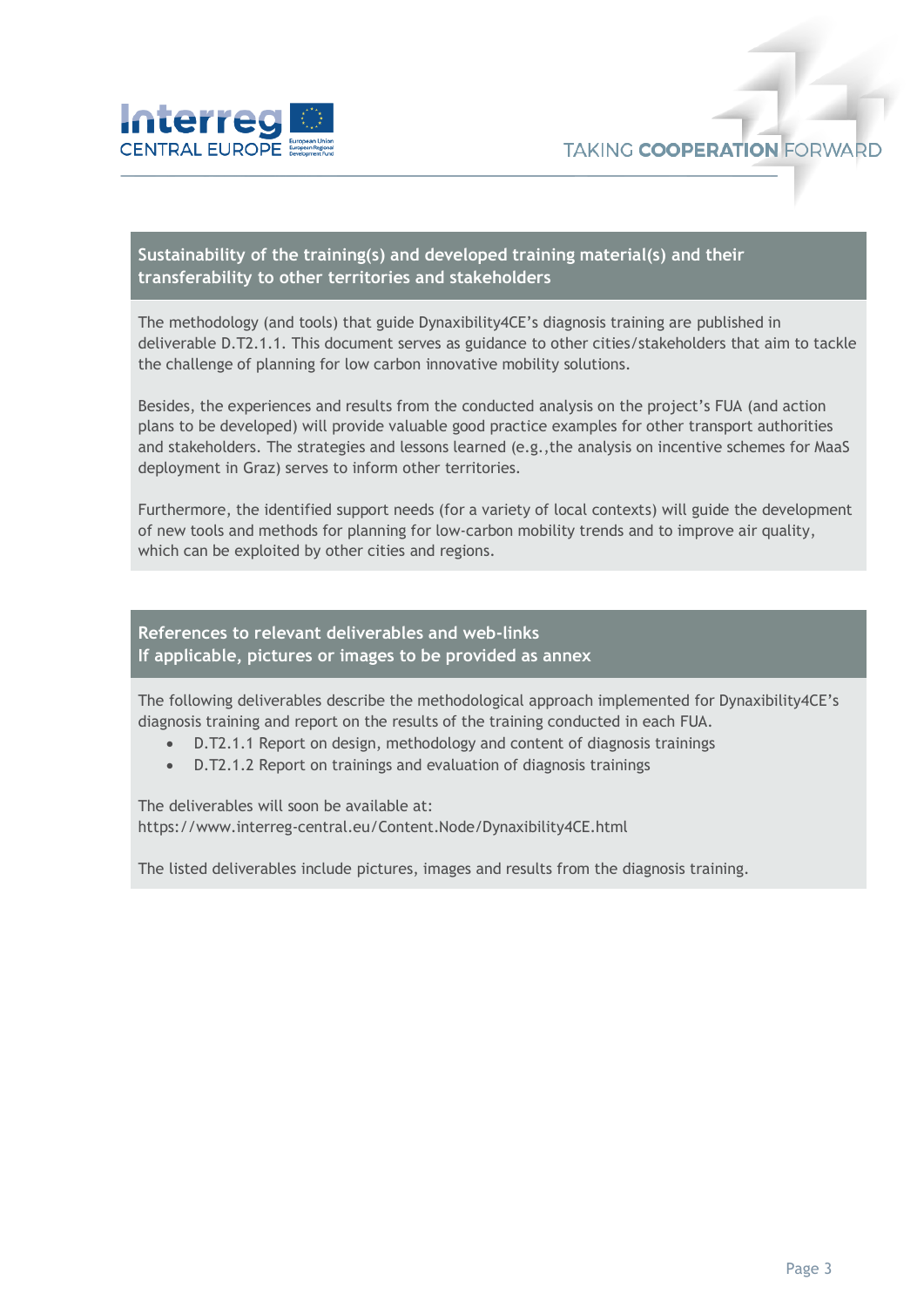## Sustainability of the training(s) and developed training material(s) and their transferability to other territories and stakeholders

The methodology (and tools) that guide Dynaxibility4CE's diagnosis training are published in deliverable D.T2.1.1. This document serves as guidance to other cities/stakeholders that aim to tackle the challenge of planning for low carbon innovative mobility solutions.

Besides, the experiences and results from the conducted analysis on the project's FUA (and action plans to be developed) will provide valuable good practice examples for other transport authorities and stakeholders. The strategies and lessons learned (e.g.,the analysis on incentive schemes for MaaS deployment in Graz) serves to inform other territories.

Furthermore, the identified support needs (for a variety of local contexts) will guide the development of new tools and methods for planning for low-carbon mobility trends and to improve air quality, which can be exploited by other cities and regions.

## References to relevant deliverables and web-links
## If applicable, pictures or images to be provided as annex

The following deliverables describe the methodological approach implemented for Dynaxibility4CE's diagnosis training and report on the results of the training conducted in each FUA.

- D.T2.1.1 Report on design, methodology and content of diagnosis trainings
- D.T2.1.2 Report on trainings and evaluation of diagnosis trainings

The deliverables will soon be available at:
https://www.interreg-central.eu/Content.Node/Dynaxibility4CE.html

The listed deliverables include pictures, images and results from the diagnosis training.